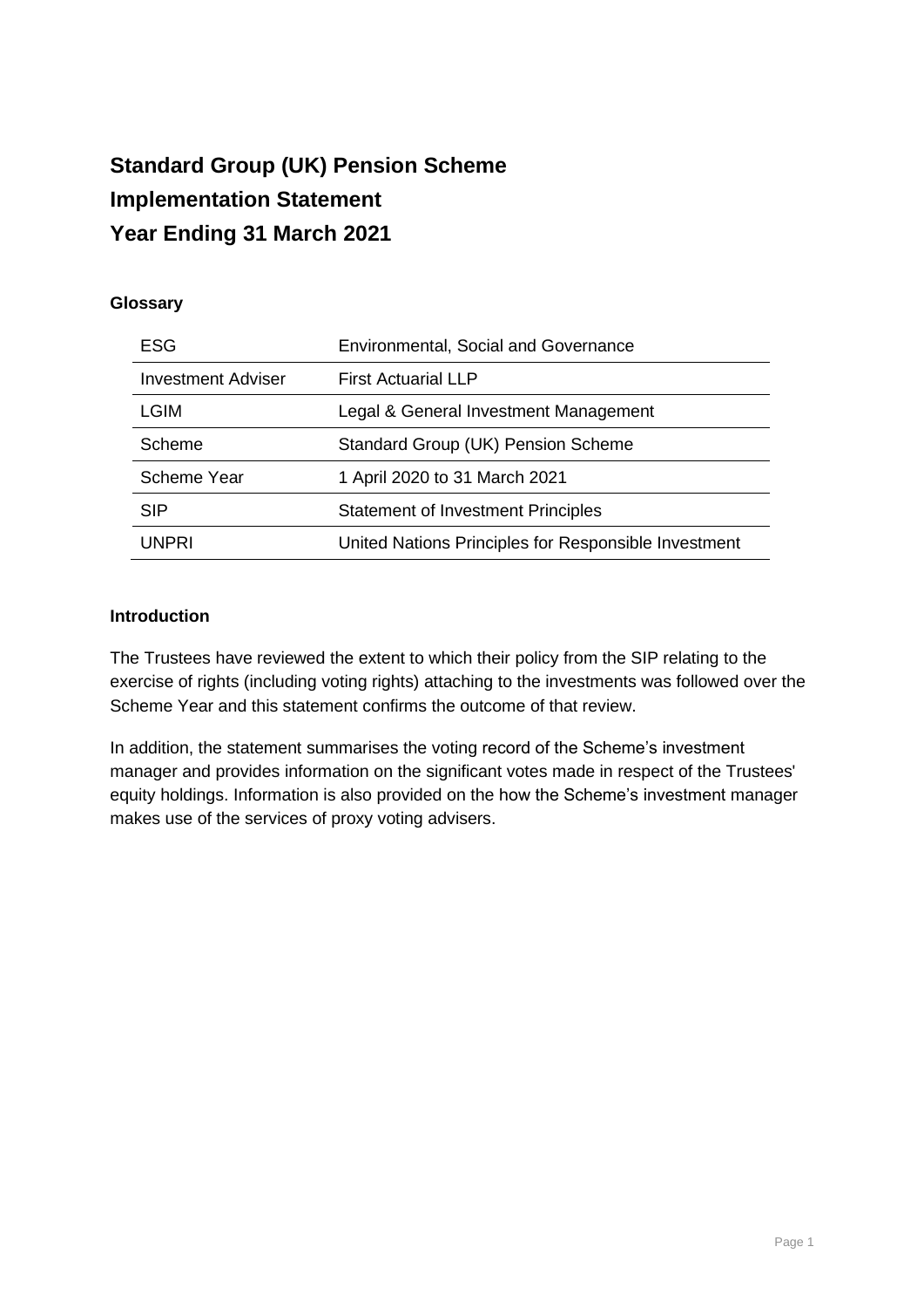# Standard Group (UK) Pension Scheme
# Implementation Statement
# Year Ending 31 March 2021

**Glossary**

| | |
|---|---|
| ESG | Environmental, Social and Governance |
| Investment Adviser | First Actuarial LLP |
| LGIM | Legal & General Investment Management |
| Scheme | Standard Group (UK) Pension Scheme |
| Scheme Year | 1 April 2020 to 31 March 2021 |
| SIP | Statement of Investment Principles |
| UNPRI | United Nations Principles for Responsible Investment |

**Introduction**

The Trustees have reviewed the extent to which their policy from the SIP relating to the exercise of rights (including voting rights) attaching to the investments was followed over the Scheme Year and this statement confirms the outcome of that review.

In addition, the statement summarises the voting record of the Scheme's investment manager and provides information on the significant votes made in respect of the Trustees' equity holdings. Information is also provided on the how the Scheme's investment manager makes use of the services of proxy voting advisers.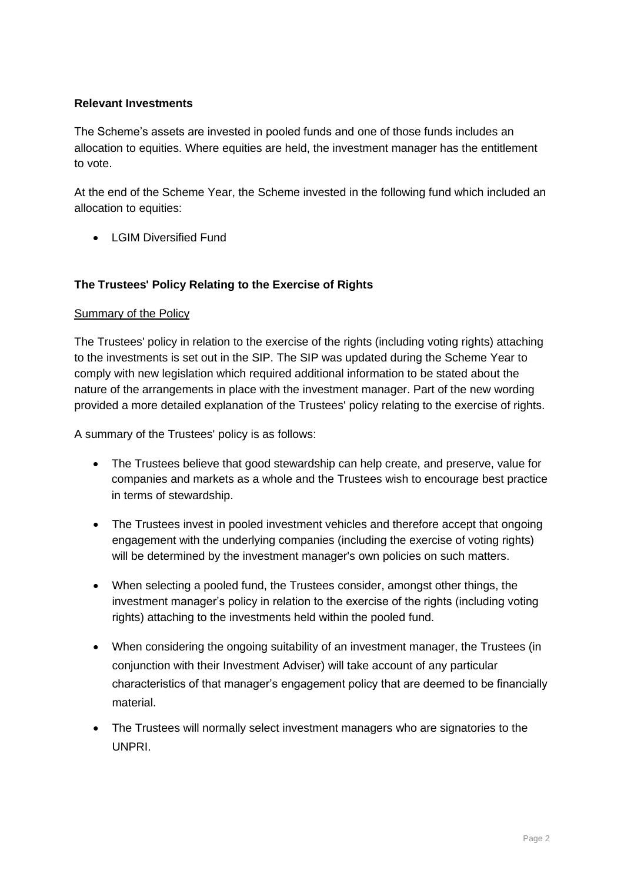**Relevant Investments**

The Scheme's assets are invested in pooled funds and one of those funds includes an allocation to equities. Where equities are held, the investment manager has the entitlement to vote.

At the end of the Scheme Year, the Scheme invested in the following fund which included an allocation to equities:

- LGIM Diversified Fund

**The Trustees' Policy Relating to the Exercise of Rights**

Summary of the Policy

The Trustees' policy in relation to the exercise of the rights (including voting rights) attaching to the investments is set out in the SIP. The SIP was updated during the Scheme Year to comply with new legislation which required additional information to be stated about the nature of the arrangements in place with the investment manager. Part of the new wording provided a more detailed explanation of the Trustees' policy relating to the exercise of rights.

A summary of the Trustees' policy is as follows:

- The Trustees believe that good stewardship can help create, and preserve, value for companies and markets as a whole and the Trustees wish to encourage best practice in terms of stewardship.
- The Trustees invest in pooled investment vehicles and therefore accept that ongoing engagement with the underlying companies (including the exercise of voting rights) will be determined by the investment manager's own policies on such matters.
- When selecting a pooled fund, the Trustees consider, amongst other things, the investment manager's policy in relation to the exercise of the rights (including voting rights) attaching to the investments held within the pooled fund.
- When considering the ongoing suitability of an investment manager, the Trustees (in conjunction with their Investment Adviser) will take account of any particular characteristics of that manager's engagement policy that are deemed to be financially material.
- The Trustees will normally select investment managers who are signatories to the UNPRI.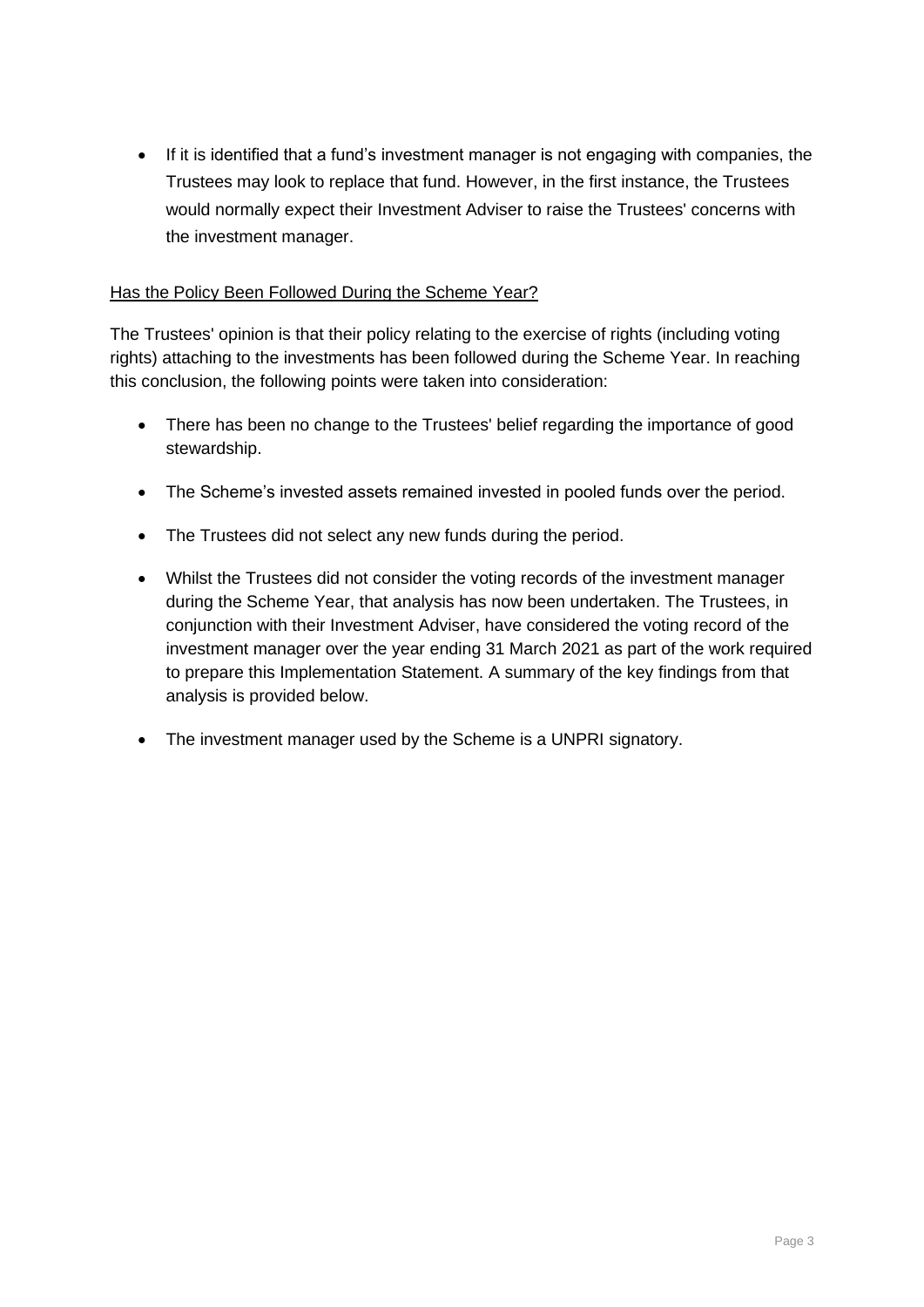- If it is identified that a fund's investment manager is not engaging with companies, the Trustees may look to replace that fund. However, in the first instance, the Trustees would normally expect their Investment Adviser to raise the Trustees' concerns with the investment manager.

<u>Has the Policy Been Followed During the Scheme Year?</u>

The Trustees' opinion is that their policy relating to the exercise of rights (including voting rights) attaching to the investments has been followed during the Scheme Year. In reaching this conclusion, the following points were taken into consideration:

- There has been no change to the Trustees' belief regarding the importance of good stewardship.
- The Scheme's invested assets remained invested in pooled funds over the period.
- The Trustees did not select any new funds during the period.
- Whilst the Trustees did not consider the voting records of the investment manager during the Scheme Year, that analysis has now been undertaken. The Trustees, in conjunction with their Investment Adviser, have considered the voting record of the investment manager over the year ending 31 March 2021 as part of the work required to prepare this Implementation Statement. A summary of the key findings from that analysis is provided below.
- The investment manager used by the Scheme is a UNPRI signatory.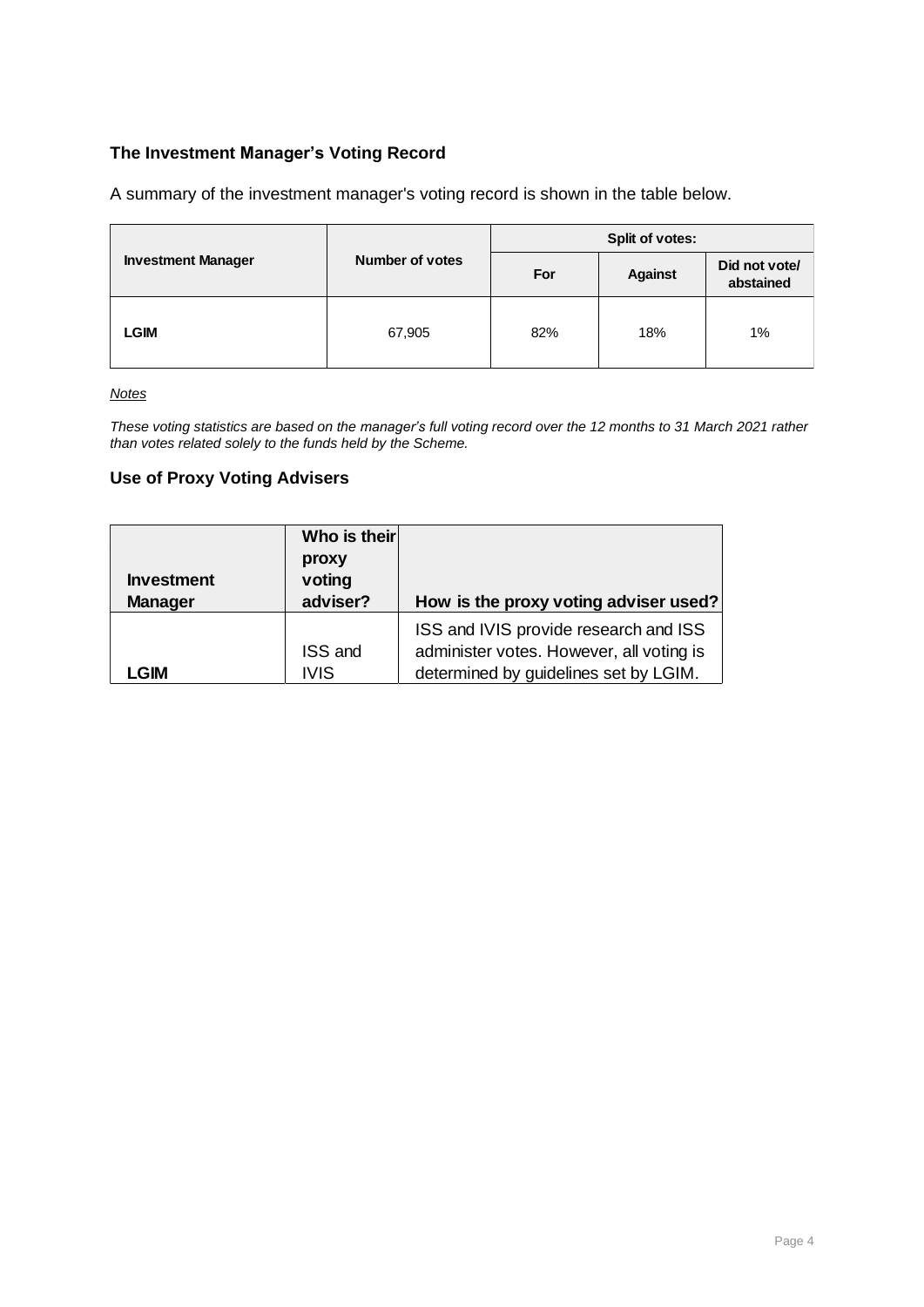## The Investment Manager's Voting Record

A summary of the investment manager's voting record is shown in the table below.

| Investment Manager | Number of votes | Split of votes: | | |
|---|---|---|---|---|
| | | For | Against | Did not vote/ abstained |
| **LGIM** | 67,905 | 82% | 18% | 1% |

*Notes*

*These voting statistics are based on the manager's full voting record over the 12 months to 31 March 2021 rather than votes related solely to the funds held by the Scheme.*

## Use of Proxy Voting Advisers

| Investment Manager | Who is their proxy voting adviser? | How is the proxy voting adviser used? |
|---|---|---|
| **LGIM** | ISS and IVIS | ISS and IVIS provide research and ISS administer votes. However, all voting is determined by guidelines set by LGIM. |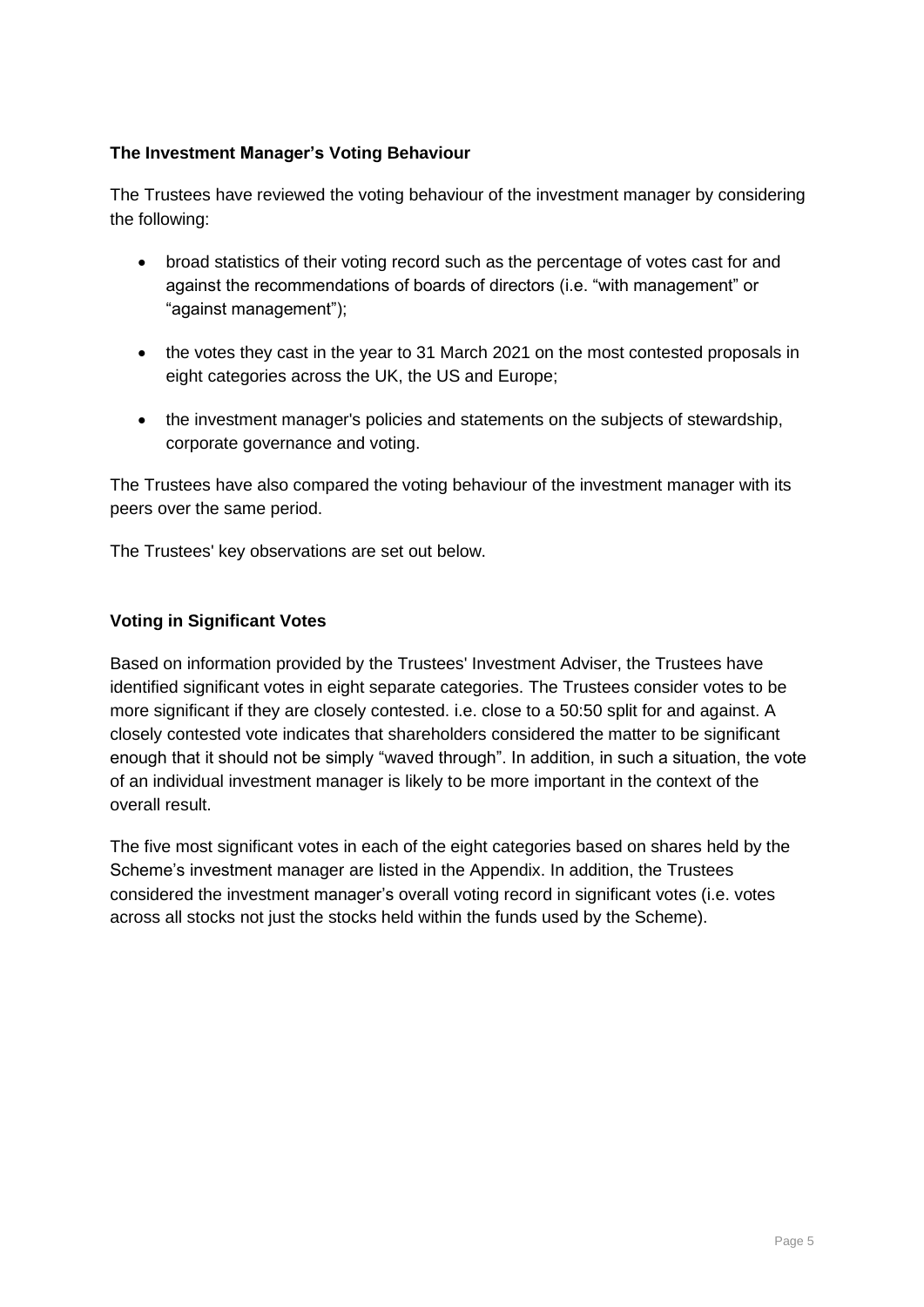**The Investment Manager's Voting Behaviour**

The Trustees have reviewed the voting behaviour of the investment manager by considering the following:

- broad statistics of their voting record such as the percentage of votes cast for and against the recommendations of boards of directors (i.e. "with management" or "against management");
- the votes they cast in the year to 31 March 2021 on the most contested proposals in eight categories across the UK, the US and Europe;
- the investment manager's policies and statements on the subjects of stewardship, corporate governance and voting.

The Trustees have also compared the voting behaviour of the investment manager with its peers over the same period.

The Trustees' key observations are set out below.

**Voting in Significant Votes**

Based on information provided by the Trustees' Investment Adviser, the Trustees have identified significant votes in eight separate categories. The Trustees consider votes to be more significant if they are closely contested. i.e. close to a 50:50 split for and against. A closely contested vote indicates that shareholders considered the matter to be significant enough that it should not be simply "waved through". In addition, in such a situation, the vote of an individual investment manager is likely to be more important in the context of the overall result.

The five most significant votes in each of the eight categories based on shares held by the Scheme's investment manager are listed in the Appendix. In addition, the Trustees considered the investment manager's overall voting record in significant votes (i.e. votes across all stocks not just the stocks held within the funds used by the Scheme).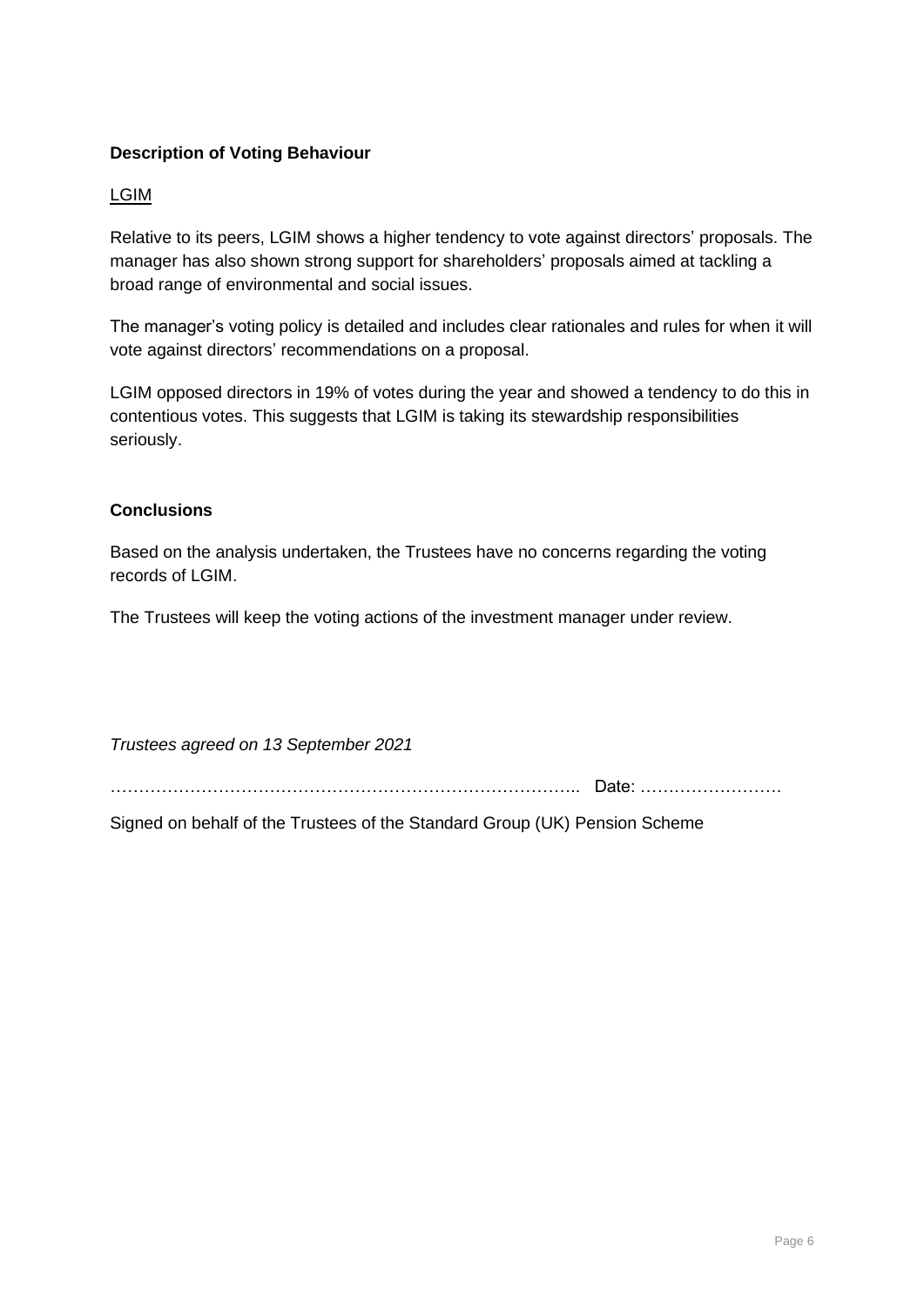**Description of Voting Behaviour**

LGIM

Relative to its peers, LGIM shows a higher tendency to vote against directors' proposals. The manager has also shown strong support for shareholders' proposals aimed at tackling a broad range of environmental and social issues.

The manager's voting policy is detailed and includes clear rationales and rules for when it will vote against directors' recommendations on a proposal.

LGIM opposed directors in 19% of votes during the year and showed a tendency to do this in contentious votes. This suggests that LGIM is taking its stewardship responsibilities seriously.

**Conclusions**

Based on the analysis undertaken, the Trustees have no concerns regarding the voting records of LGIM.

The Trustees will keep the voting actions of the investment manager under review.

*Trustees agreed on 13 September 2021*

………………………………………………………………………….. Date: ……………………

Signed on behalf of the Trustees of the Standard Group (UK) Pension Scheme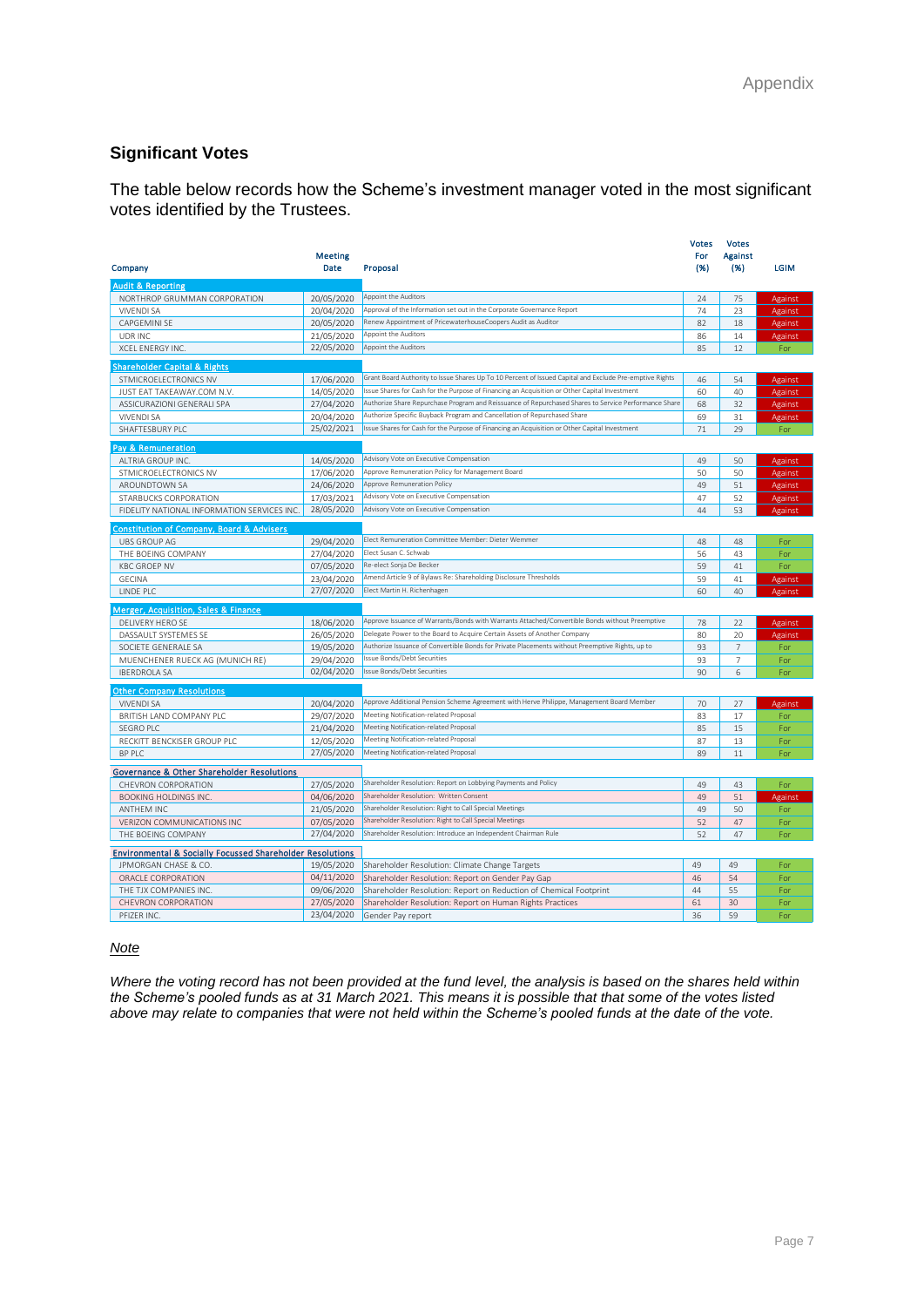## Significant Votes

The table below records how the Scheme's investment manager voted in the most significant votes identified by the Trustees.

| Company | Meeting Date | Proposal | Votes For (%) | Votes Against (%) | LGIM |
|---|---|---|---|---|---|
| **Audit & Reporting** | | | | | |
| NORTHROP GRUMMAN CORPORATION | 20/05/2020 | Appoint the Auditors | 24 | 75 | Against |
| VIVENDI SA | 20/04/2020 | Approval of the Information set out in the Corporate Governance Report | 74 | 23 | Against |
| CAPGEMINI SE | 20/05/2020 | Renew Appointment of PricewaterhouseCoopers Audit as Auditor | 82 | 18 | Against |
| UDR INC | 21/05/2020 | Appoint the Auditors | 86 | 14 | Against |
| XCEL ENERGY INC. | 22/05/2020 | Appoint the Auditors | 85 | 12 | For |
| **Shareholder Capital & Rights** | | | | | |
| STMICROELECTRONICS NV | 17/06/2020 | Grant Board Authority to Issue Shares Up To 10 Percent of Issued Capital and Exclude Pre-emptive Rights | 46 | 54 | Against |
| JUST EAT TAKEAWAY.COM N.V. | 14/05/2020 | Issue Shares for Cash for the Purpose of Financing an Acquisition or Other Capital Investment | 60 | 40 | Against |
| ASSICURAZIONI GENERALI SPA | 27/04/2020 | Authorize Share Repurchase Program and Reissuance of Repurchased Shares to Service Performance Share | 68 | 32 | Against |
| VIVENDI SA | 20/04/2020 | Authorize Specific Buyback Program and Cancellation of Repurchased Share | 69 | 31 | Against |
| SHAFTESBURY PLC | 25/02/2021 | Issue Shares for Cash for the Purpose of Financing an Acquisition or Other Capital Investment | 71 | 29 | For |
| **Pay & Remuneration** | | | | | |
| ALTRIA GROUP INC. | 14/05/2020 | Advisory Vote on Executive Compensation | 49 | 50 | Against |
| STMICROELECTRONICS NV | 17/06/2020 | Approve Remuneration Policy for Management Board | 50 | 50 | Against |
| AROUNDTOWN SA | 24/06/2020 | Approve Remuneration Policy | 49 | 51 | Against |
| STARBUCKS CORPORATION | 17/03/2021 | Advisory Vote on Executive Compensation | 47 | 52 | Against |
| FIDELITY NATIONAL INFORMATION SERVICES INC. | 28/05/2020 | Advisory Vote on Executive Compensation | 44 | 53 | Against |
| **Constitution of Company, Board & Advisers** | | | | | |
| UBS GROUP AG | 29/04/2020 | Elect Remuneration Committee Member: Dieter Wemmer | 48 | 48 | For |
| THE BOEING COMPANY | 27/04/2020 | Elect Susan C. Schwab | 56 | 43 | For |
| KBC GROEP NV | 07/05/2020 | Re-elect Sonja De Becker | 59 | 41 | For |
| GECINA | 23/04/2020 | Amend Article 9 of Bylaws Re: Shareholding Disclosure Thresholds | 59 | 41 | Against |
| LINDE PLC | 27/07/2020 | Elect Martin H. Richenhagen | 60 | 40 | Against |
| **Merger, Acquisition, Sales & Finance** | | | | | |
| DELIVERY HERO SE | 18/06/2020 | Approve Issuance of Warrants/Bonds with Warrants Attached/Convertible Bonds without Preemptive | 78 | 22 | Against |
| DASSAULT SYSTEMES SE | 26/05/2020 | Delegate Power to the Board to Acquire Certain Assets of Another Company | 80 | 20 | Against |
| SOCIETE GENERALE SA | 19/05/2020 | Authorize Issuance of Convertible Bonds for Private Placements without Preemptive Rights, up to | 93 | 7 | For |
| MUENCHENER RUECK AG (MUNICH RE) | 29/04/2020 | Issue Bonds/Debt Securities | 93 | 7 | For |
| IBERDROLA SA | 02/04/2020 | Issue Bonds/Debt Securities | 90 | 6 | For |
| **Other Company Resolutions** | | | | | |
| VIVENDI SA | 20/04/2020 | Approve Additional Pension Scheme Agreement with Herve Philippe, Management Board Member | 70 | 27 | Against |
| BRITISH LAND COMPANY PLC | 29/07/2020 | Meeting Notification-related Proposal | 83 | 17 | For |
| SEGRO PLC | 21/04/2020 | Meeting Notification-related Proposal | 85 | 15 | For |
| RECKITT BENCKISER GROUP PLC | 12/05/2020 | Meeting Notification-related Proposal | 87 | 13 | For |
| BP PLC | 27/05/2020 | Meeting Notification-related Proposal | 89 | 11 | For |
| **Governance & Other Shareholder Resolutions** | | | | | |
| CHEVRON CORPORATION | 27/05/2020 | Shareholder Resolution: Report on Lobbying Payments and Policy | 49 | 43 | For |
| BOOKING HOLDINGS INC. | 04/06/2020 | Shareholder Resolution: Written Consent | 49 | 51 | Against |
| ANTHEM INC | 21/05/2020 | Shareholder Resolution: Right to Call Special Meetings | 49 | 50 | For |
| VERIZON COMMUNICATIONS INC | 07/05/2020 | Shareholder Resolution: Right to Call Special Meetings | 52 | 47 | For |
| THE BOEING COMPANY | 27/04/2020 | Shareholder Resolution: Introduce an Independent Chairman Rule | 52 | 47 | For |
| **Environmental & Socially Focussed Shareholder Resolutions** | | | | | |
| JPMORGAN CHASE & CO. | 19/05/2020 | Shareholder Resolution: Climate Change Targets | 49 | 49 | For |
| ORACLE CORPORATION | 04/11/2020 | Shareholder Resolution: Report on Gender Pay Gap | 46 | 54 | For |
| THE TJX COMPANIES INC. | 09/06/2020 | Shareholder Resolution: Report on Reduction of Chemical Footprint | 44 | 55 | For |
| CHEVRON CORPORATION | 27/05/2020 | Shareholder Resolution: Report on Human Rights Practices | 61 | 30 | For |
| PFIZER INC. | 23/04/2020 | Gender Pay report | 36 | 59 | For |

*Note*

*Where the voting record has not been provided at the fund level, the analysis is based on the shares held within the Scheme's pooled funds as at 31 March 2021. This means it is possible that that some of the votes listed above may relate to companies that were not held within the Scheme's pooled funds at the date of the vote.*